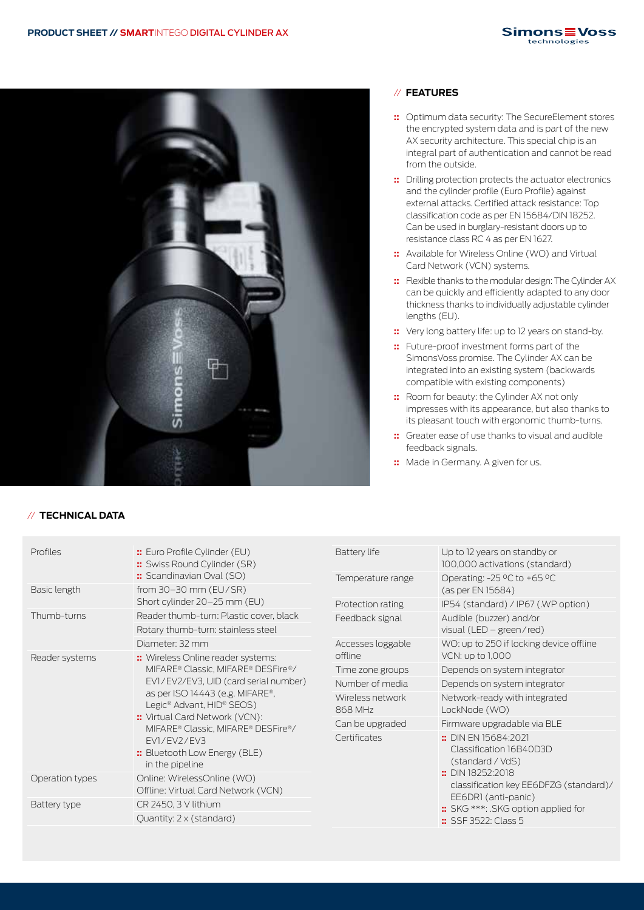// FEATURES

- Optimum data security: The SecureElement stores the encrypted system data and is part of the new AX security architecture. This special chip is an integral part of authentication and cannot be read from the outside.
- Drilling protection protects the actuator electronics and the cylinder profile (Euro Profile) against external attacks. Certified attack resistance: Top classification code as per EN 15684/DIN 18252. Can be used in burglary-resistant doors up to resistance class RC 4 as per EN 1627.
- Available for Wireless Online (WO) and Virtual Card Network (VCN) systems.
- Flexible thanks to the modular design: The Cylinder AX can be quickly and efficiently adapted to any door thickness thanks to individually adjustable cylinder lengths (EU).
- Very long battery life: up to 12 years on stand-by.
- Future-proof investment forms part of the SimonsVoss promise. The Cylinder AX can be integrated into an existing system (backwards compatible with existing components)
- Room for beauty: the Cylinder AX not only impresses with its appearance, but also thanks to its pleasant touch with ergonomic thumb-turns.
- Greater ease of use thanks to visual and audible feedback signals.
- Made in Germany. A given for us.

// TECHNICAL DATA

| | |
|---|---|
| Profiles | :: Euro Profile Cylinder (EU)<br>:: Swiss Round Cylinder (SR)<br>:: Scandinavian Oval (SO) |
| Basic length | from 30–30 mm (EU/SR)<br>Short cylinder 20–25 mm (EU) |
| Thumb-turns | Reader thumb-turn: Plastic cover, black |
| | Rotary thumb-turn: stainless steel |
| | Diameter: 32 mm |
| Reader systems | :: Wireless Online reader systems: MIFARE® Classic, MIFARE® DESFire®/EV1/EV2/EV3, UID (card serial number) as per ISO 14443 (e.g. MIFARE®, Legic® Advant, HID® SEOS)<br>:: Virtual Card Network (VCN): MIFARE® Classic, MIFARE® DESFire®/EV1/EV2/EV3<br>:: Bluetooth Low Energy (BLE) in the pipeline |
| Operation types | Online: WirelessOnline (WO)<br>Offline: Virtual Card Network (VCN) |
| Battery type | CR 2450, 3 V lithium |
| | Quantity: 2 x (standard) |

| | |
|---|---|
| Battery life | Up to 12 years on standby or 100,000 activations (standard) |
| Temperature range | Operating: -25 ºC to +65 ºC (as per EN 15684) |
| Protection rating | IP54 (standard) / IP67 (.WP option) |
| Feedback signal | Audible (buzzer) and/or visual (LED – green/red) |
| Accesses loggable offline | WO: up to 250 if locking device offline<br>VCN: up to 1,000 |
| Time zone groups | Depends on system integrator |
| Number of media | Depends on system integrator |
| Wireless network 868 MHz | Network-ready with integrated LockNode (WO) |
| Can be upgraded | Firmware upgradable via BLE |
| Certificates | :: DIN EN 15684:2021 Classification 16B40D3D (standard / VdS)<br>:: DIN 18252:2018 classification key EE6DFZG (standard)/ EE6DR1 (anti-panic)<br>:: SKG ***: .SKG option applied for<br>:: SSF 3522: Class 5 |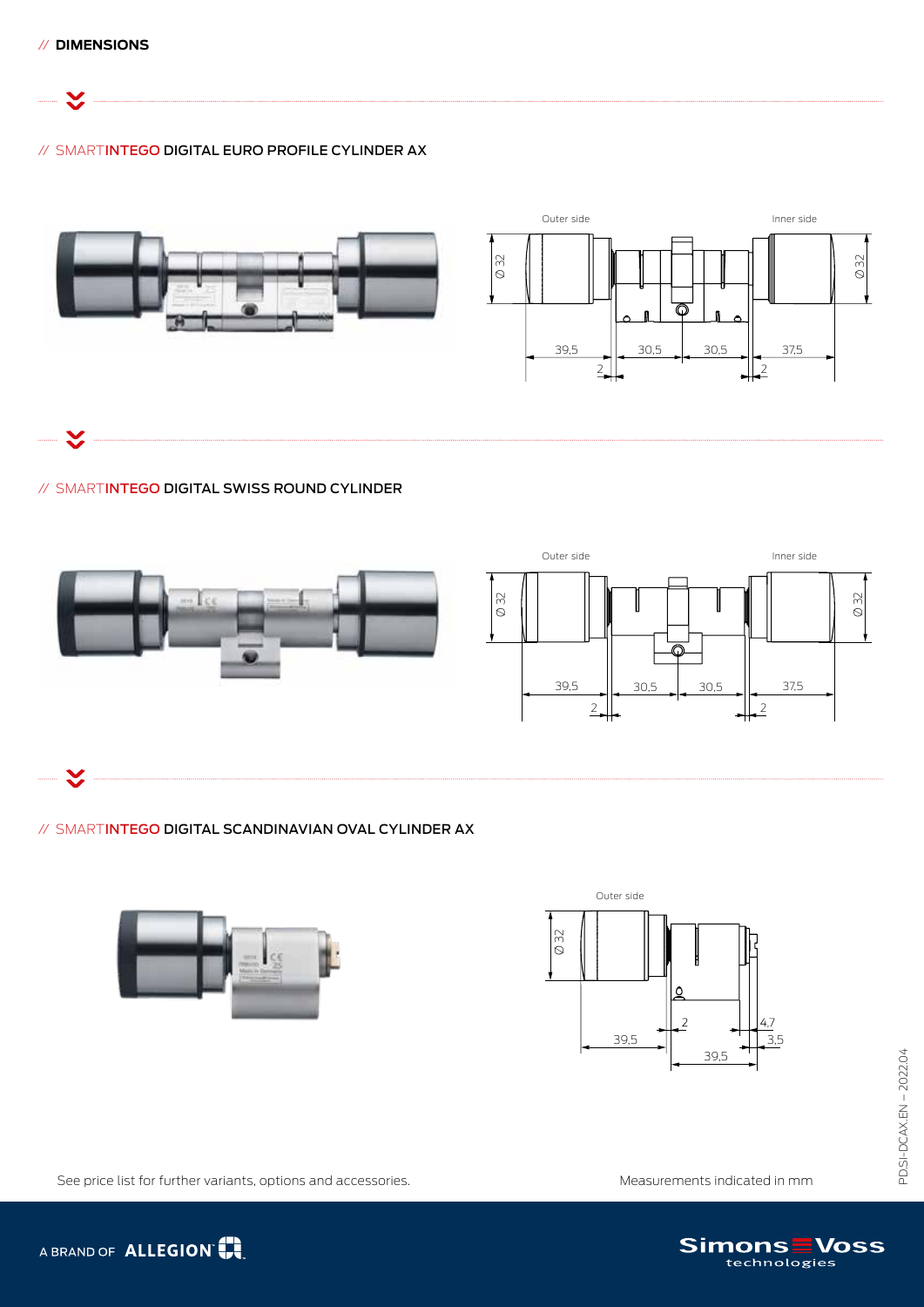## // DIMENSIONS

### // SMARTINTEGO DIGITAL EURO PROFILE CYLINDER AX

Outer side
Inner side
Ø 32
Ø 32
39,5
30,5
30,5
37,5
2
2

### // SMARTINTEGO DIGITAL SWISS ROUND CYLINDER

Outer side
Inner side
Ø 32
Ø 32
39,5
30,5
30,5
37,5
2
2

### // SMARTINTEGO DIGITAL SCANDINAVIAN OVAL CYLINDER AX

Outer side
Ø 32
2
4,7
3,5
39,5
39,5

See price list for further variants, options and accessories.

Measurements indicated in mm

PD.SI-DCAX.EN – 2022.04

A BRAND OF ALLEGION

SimonsVoss technologies